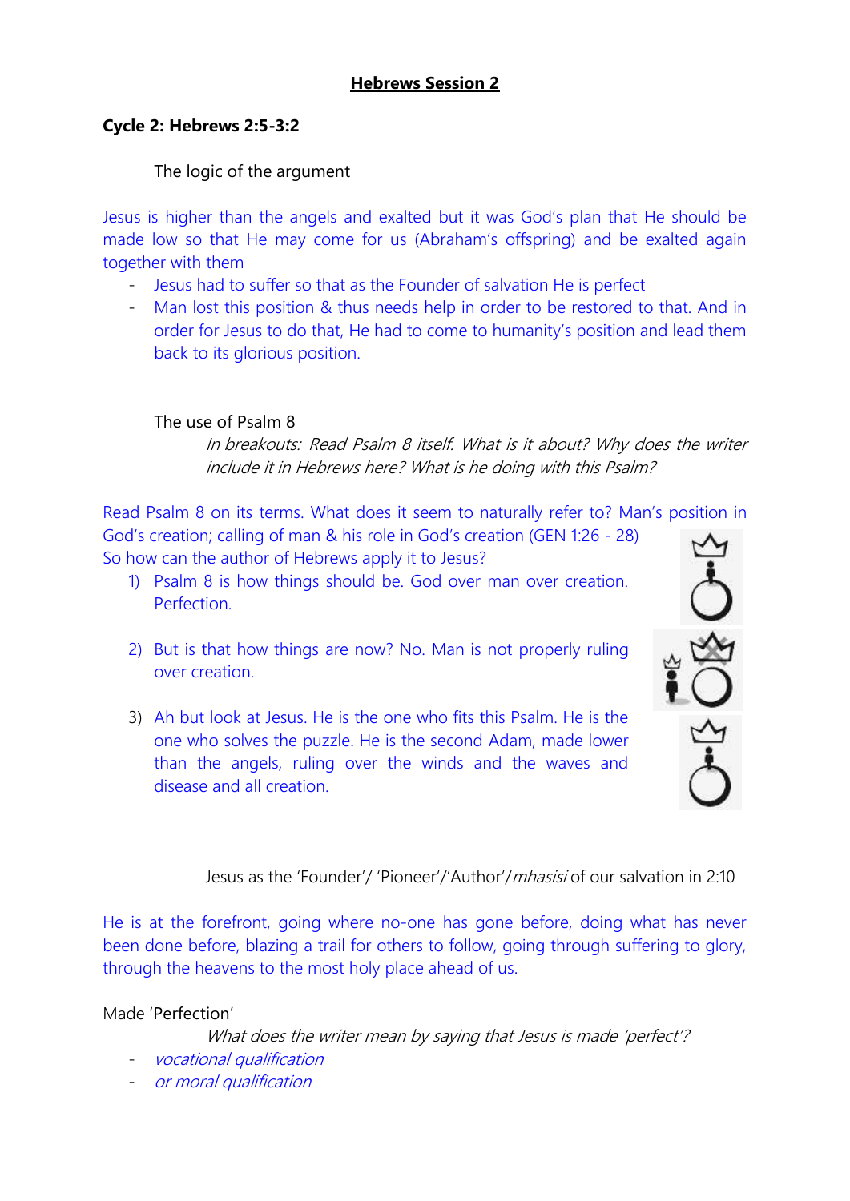# **Hebrews Session 2**

**Cycle 2: Hebrews 2:5-3:2**

The logic of the argument

Jesus is higher than the angels and exalted but it was God's plan that He should be made low so that He may come for us (Abraham's offspring) and be exalted again together with them

- Jesus had to suffer so that as the Founder of salvation He is perfect
- Man lost this position & thus needs help in order to be restored to that. And in order for Jesus to do that, He had to come to humanity's position and lead them back to its glorious position.

The use of Psalm 8

*In breakouts: Read Psalm 8 itself. What is it about? Why does the writer include it in Hebrews here? What is he doing with this Psalm?*

Read Psalm 8 on its terms. What does it seem to naturally refer to? Man's position in God's creation; calling of man & his role in God's creation (GEN 1:26 - 28)

So how can the author of Hebrews apply it to Jesus?

1) Psalm 8 is how things should be. God over man over creation. Perfection.

2) But is that how things are now? No. Man is not properly ruling over creation.

3) Ah but look at Jesus. He is the one who fits this Psalm. He is the one who solves the puzzle. He is the second Adam, made lower than the angels, ruling over the winds and the waves and disease and all creation.

Jesus as the 'Founder'/ 'Pioneer'/'Author'/*mhasisi* of our salvation in 2:10

He is at the forefront, going where no-one has gone before, doing what has never been done before, blazing a trail for others to follow, going through suffering to glory, through the heavens to the most holy place ahead of us.

Made 'Perfection'

*What does the writer mean by saying that Jesus is made 'perfect'?*

- *vocational qualification*
- *or moral qualification*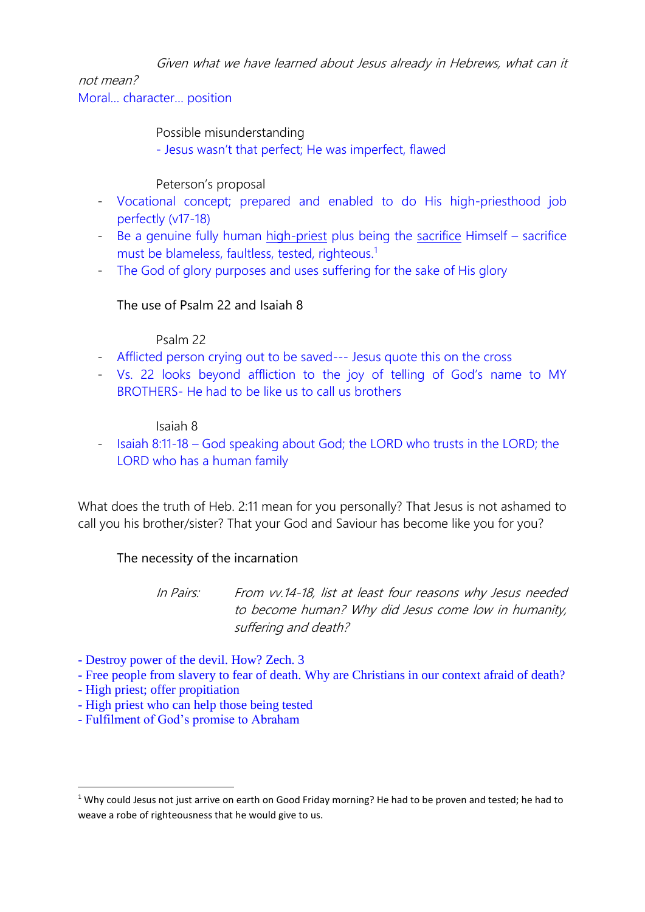*Given what we have learned about Jesus already in Hebrews, what can it not mean?*

Moral… character… position

Possible misunderstanding

- Jesus wasn't that perfect; He was imperfect, flawed

Peterson's proposal

- Vocational concept; prepared and enabled to do His high-priesthood job perfectly (v17-18)
- Be a genuine fully human <u>high-priest</u> plus being the <u>sacrifice</u> Himself – sacrifice must be blameless, faultless, tested, righteous.[1]
- The God of glory purposes and uses suffering for the sake of His glory

The use of Psalm 22 and Isaiah 8

Psalm 22

- Afflicted person crying out to be saved--- Jesus quote this on the cross
- Vs. 22 looks beyond affliction to the joy of telling of God's name to MY BROTHERS- He had to be like us to call us brothers

Isaiah 8

- Isaiah 8:11-18 – God speaking about God; the LORD who trusts in the LORD; the LORD who has a human family

What does the truth of Heb. 2:11 mean for you personally? That Jesus is not ashamed to call you his brother/sister? That your God and Saviour has become like you for you?

The necessity of the incarnation

*In Pairs:* *From vv.14-18, list at least four reasons why Jesus needed to become human? Why did Jesus come low in humanity, suffering and death?*

- Destroy power of the devil. How? Zech. 3
- Free people from slavery to fear of death. Why are Christians in our context afraid of death?
- High priest; offer propitiation
- High priest who can help those being tested
- Fulfilment of God's promise to Abraham

[1] Why could Jesus not just arrive on earth on Good Friday morning? He had to be proven and tested; he had to weave a robe of righteousness that he would give to us.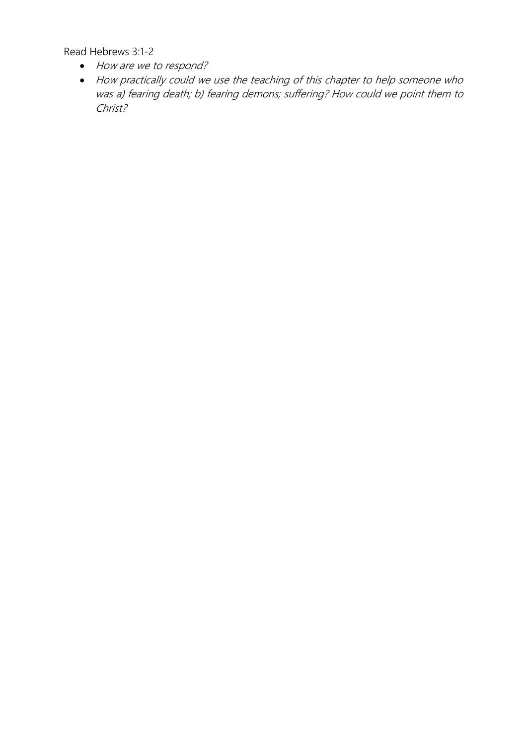Read Hebrews 3:1-2

- *How are we to respond?*
- *How practically could we use the teaching of this chapter to help someone who was a) fearing death; b) fearing demons; suffering? How could we point them to Christ?*